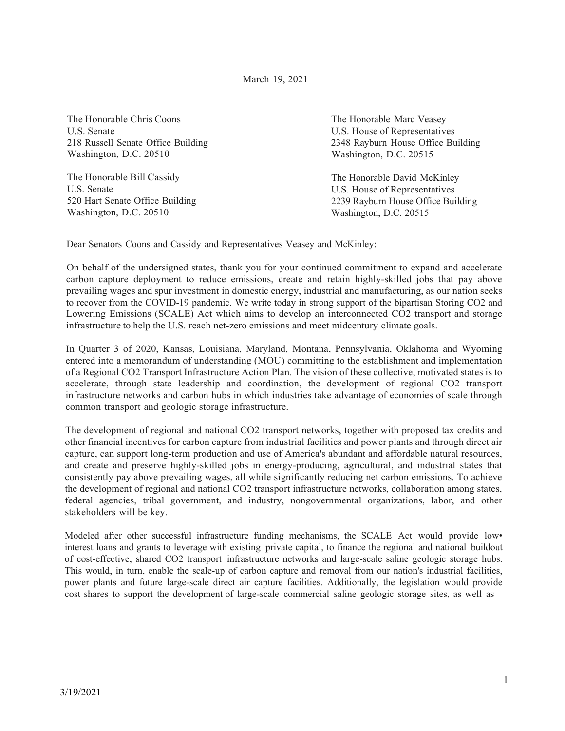March 19, 2021

The Honorable Chris Coons
U.S. Senate
218 Russell Senate Office Building
Washington, D.C. 20510

The Honorable Bill Cassidy
U.S. Senate
520 Hart Senate Office Building
Washington, D.C. 20510

The Honorable Marc Veasey
U.S. House of Representatives
2348 Rayburn House Office Building
Washington, D.C. 20515

The Honorable David McKinley
U.S. House of Representatives
2239 Rayburn House Office Building
Washington, D.C. 20515

Dear Senators Coons and Cassidy and Representatives Veasey and McKinley:

On behalf of the undersigned states, thank you for your continued commitment to expand and accelerate carbon capture deployment to reduce emissions, create and retain highly-skilled jobs that pay above prevailing wages and spur investment in domestic energy, industrial and manufacturing, as our nation seeks to recover from the COVID-19 pandemic. We write today in strong support of the bipartisan Storing CO2 and Lowering Emissions (SCALE) Act which aims to develop an interconnected CO2 transport and storage infrastructure to help the U.S. reach net-zero emissions and meet midcentury climate goals.

In Quarter 3 of 2020, Kansas, Louisiana, Maryland, Montana, Pennsylvania, Oklahoma and Wyoming entered into a memorandum of understanding (MOU) committing to the establishment and implementation of a Regional CO2 Transport Infrastructure Action Plan. The vision of these collective, motivated states is to accelerate, through state leadership and coordination, the development of regional CO2 transport infrastructure networks and carbon hubs in which industries take advantage of economies of scale through common transport and geologic storage infrastructure.

The development of regional and national CO2 transport networks, together with proposed tax credits and other financial incentives for carbon capture from industrial facilities and power plants and through direct air capture, can support long-term production and use of America's abundant and affordable natural resources, and create and preserve highly-skilled jobs in energy-producing, agricultural, and industrial states that consistently pay above prevailing wages, all while significantly reducing net carbon emissions. To achieve the development of regional and national CO2 transport infrastructure networks, collaboration among states, federal agencies, tribal government, and industry, nongovernmental organizations, labor, and other stakeholders will be key.

Modeled after other successful infrastructure funding mechanisms, the SCALE Act would provide low•interest loans and grants to leverage with existing private capital, to finance the regional and national buildout of cost-effective, shared CO2 transport infrastructure networks and large-scale saline geologic storage hubs. This would, in turn, enable the scale-up of carbon capture and removal from our nation's industrial facilities, power plants and future large-scale direct air capture facilities. Additionally, the legislation would provide cost shares to support the development of large-scale commercial saline geologic storage sites, as well as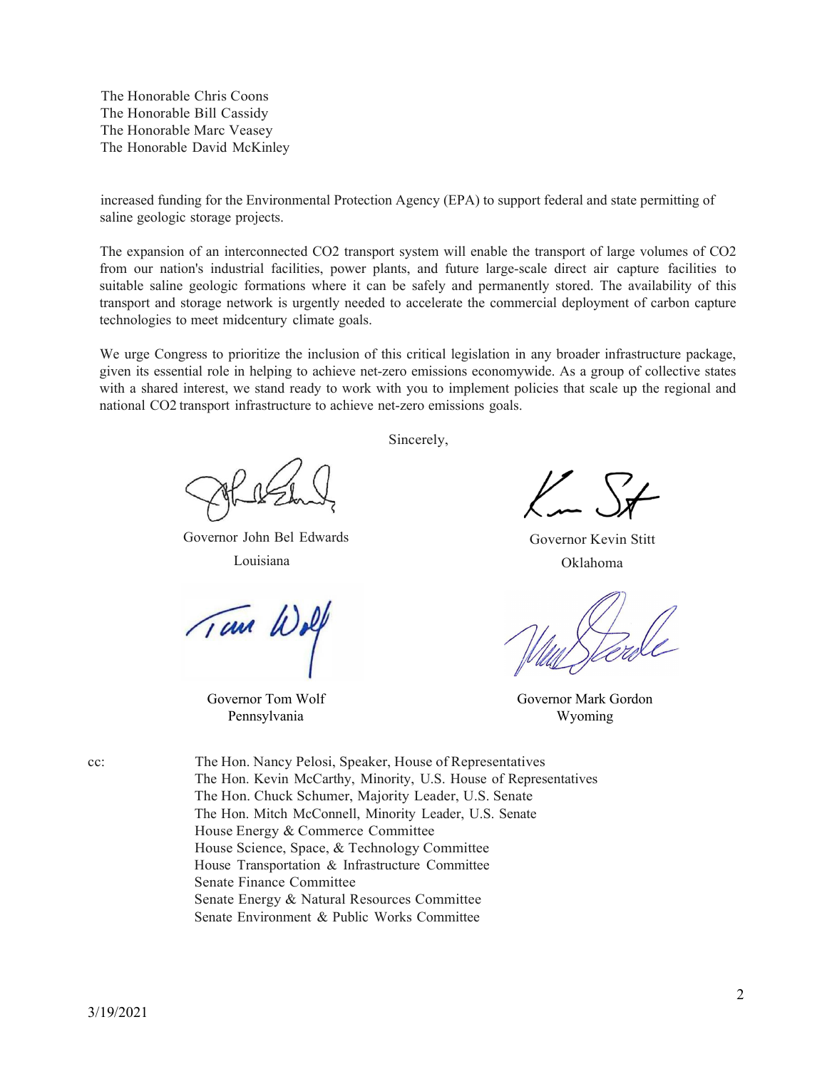The Honorable Chris Coons
The Honorable Bill Cassidy
The Honorable Marc Veasey
The Honorable David McKinley

increased funding for the Environmental Protection Agency (EPA) to support federal and state permitting of saline geologic storage projects.

The expansion of an interconnected $CO_2$ transport system will enable the transport of large volumes of $CO_2$ from our nation's industrial facilities, power plants, and future large-scale direct air capture facilities to suitable saline geologic formations where it can be safely and permanently stored. The availability of this transport and storage network is urgently needed to accelerate the commercial deployment of carbon capture technologies to meet midcentury climate goals.

We urge Congress to prioritize the inclusion of this critical legislation in any broader infrastructure package, given its essential role in helping to achieve net-zero emissions economywide. As a group of collective states with a shared interest, we stand ready to work with you to implement policies that scale up the regional and national $CO_2$ transport infrastructure to achieve net-zero emissions goals.

Sincerely,

Governor John Bel Edwards
Louisiana

Governor Kevin Stitt
Oklahoma

Governor Tom Wolf
Pennsylvania

Governor Mark Gordon
Wyoming

cc:
The Hon. Nancy Pelosi, Speaker, House of Representatives
The Hon. Kevin McCarthy, Minority, U.S. House of Representatives
The Hon. Chuck Schumer, Majority Leader, U.S. Senate
The Hon. Mitch McConnell, Minority Leader, U.S. Senate
House Energy & Commerce Committee
House Science, Space, & Technology Committee
House Transportation & Infrastructure Committee
Senate Finance Committee
Senate Energy & Natural Resources Committee
Senate Environment & Public Works Committee

3/19/2021